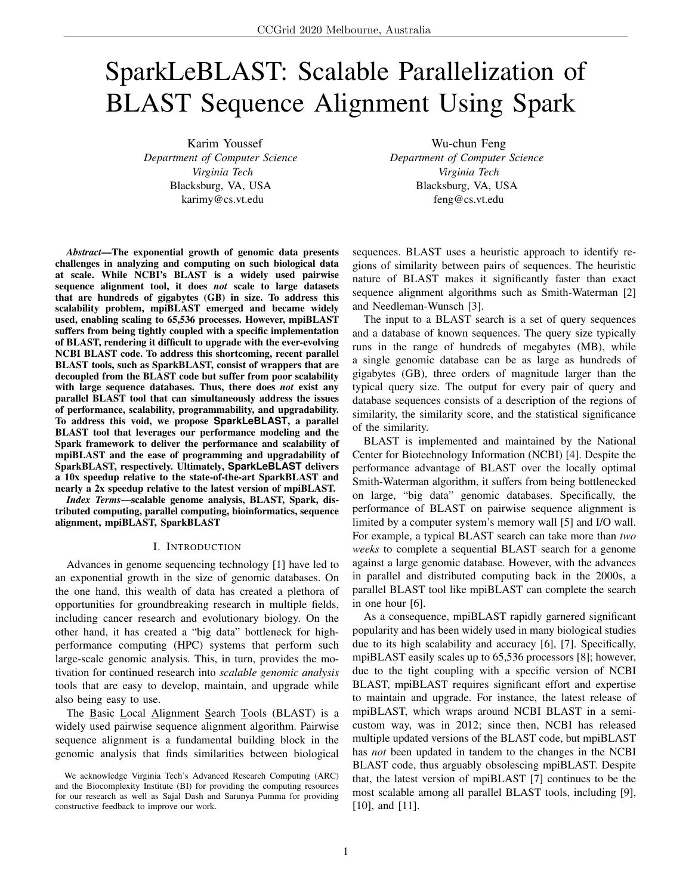# SparkLeBLAST: Scalable Parallelization of BLAST Sequence Alignment Using Spark

Karim Youssef
*Department of Computer Science*
*Virginia Tech*
Blacksburg, VA, USA
karimy@cs.vt.edu

Wu-chun Feng
*Department of Computer Science*
*Virginia Tech*
Blacksburg, VA, USA
feng@cs.vt.edu

***Abstract*—The exponential growth of genomic data presents challenges in analyzing and computing on such biological data at scale. While NCBI's BLAST is a widely used pairwise sequence alignment tool, it does *not* scale to large datasets that are hundreds of gigabytes (GB) in size. To address this scalability problem, mpiBLAST emerged and became widely used, enabling scaling to 65,536 processes. However, mpiBLAST suffers from being tightly coupled with a specific implementation of BLAST, rendering it difficult to upgrade with the ever-evolving NCBI BLAST code. To address this shortcoming, recent parallel BLAST tools, such as SparkBLAST, consist of wrappers that are decoupled from the BLAST code but suffer from poor scalability with large sequence databases. Thus, there does *not* exist any parallel BLAST tool that can simultaneously address the issues of performance, scalability, programmability, and upgradability. To address this void, we propose SparkLeBLAST, a parallel BLAST tool that leverages our performance modeling and the Spark framework to deliver the performance and scalability of mpiBLAST and the ease of programming and upgradability of SparkBLAST, respectively. Ultimately, SparkLeBLAST delivers a 10x speedup relative to the state-of-the-art SparkBLAST and nearly a 2x speedup relative to the latest version of mpiBLAST.**

***Index Terms*—scalable genome analysis, BLAST, Spark, distributed computing, parallel computing, bioinformatics, sequence alignment, mpiBLAST, SparkBLAST**

## I. Introduction

Advances in genome sequencing technology [1] have led to an exponential growth in the size of genomic databases. On the one hand, this wealth of data has created a plethora of opportunities for groundbreaking research in multiple fields, including cancer research and evolutionary biology. On the other hand, it has created a "big data" bottleneck for high-performance computing (HPC) systems that perform such large-scale genomic analysis. This, in turn, provides the motivation for continued research into *scalable genomic analysis* tools that are easy to develop, maintain, and upgrade while also being easy to use.

The Basic Local Alignment Search Tools (BLAST) is a widely used pairwise sequence alignment algorithm. Pairwise sequence alignment is a fundamental building block in the genomic analysis that finds similarities between biological sequences. BLAST uses a heuristic approach to identify regions of similarity between pairs of sequences. The heuristic nature of BLAST makes it significantly faster than exact sequence alignment algorithms such as Smith-Waterman [2] and Needleman-Wunsch [3].

The input to a BLAST search is a set of query sequences and a database of known sequences. The query size typically runs in the range of hundreds of megabytes (MB), while a single genomic database can be as large as hundreds of gigabytes (GB), three orders of magnitude larger than the typical query size. The output for every pair of query and database sequences consists of a description of the regions of similarity, the similarity score, and the statistical significance of the similarity.

BLAST is implemented and maintained by the National Center for Biotechnology Information (NCBI) [4]. Despite the performance advantage of BLAST over the locally optimal Smith-Waterman algorithm, it suffers from being bottlenecked on large, "big data" genomic databases. Specifically, the performance of BLAST on pairwise sequence alignment is limited by a computer system's memory wall [5] and I/O wall. For example, a typical BLAST search can take more than *two weeks* to complete a sequential BLAST search for a genome against a large genomic database. However, with the advances in parallel and distributed computing back in the 2000s, a parallel BLAST tool like mpiBLAST can complete the search in *one* hour [6].

As a consequence, mpiBLAST rapidly garnered significant popularity and has been widely used in many biological studies due to its high scalability and accuracy [6], [7]. Specifically, mpiBLAST easily scales up to 65,536 processors [8]; however, due to the tight coupling with a specific version of NCBI BLAST, mpiBLAST requires significant effort and expertise to maintain and upgrade. For instance, the latest release of mpiBLAST, which wraps around NCBI BLAST in a semi-custom way, was in 2012; since then, NCBI has released multiple updated versions of the BLAST code, but mpiBLAST has *not* been updated in tandem to the changes in the NCBI BLAST code, thus arguably obsolescing mpiBLAST. Despite that, the latest version of mpiBLAST [7] continues to be the most scalable among all parallel BLAST tools, including [9], [10], and [11].

We acknowledge Virginia Tech's Advanced Research Computing (ARC) and the Biocomplexity Institute (BI) for providing the computing resources for our research as well as Sajal Dash and Sarunya Pumma for providing constructive feedback to improve our work.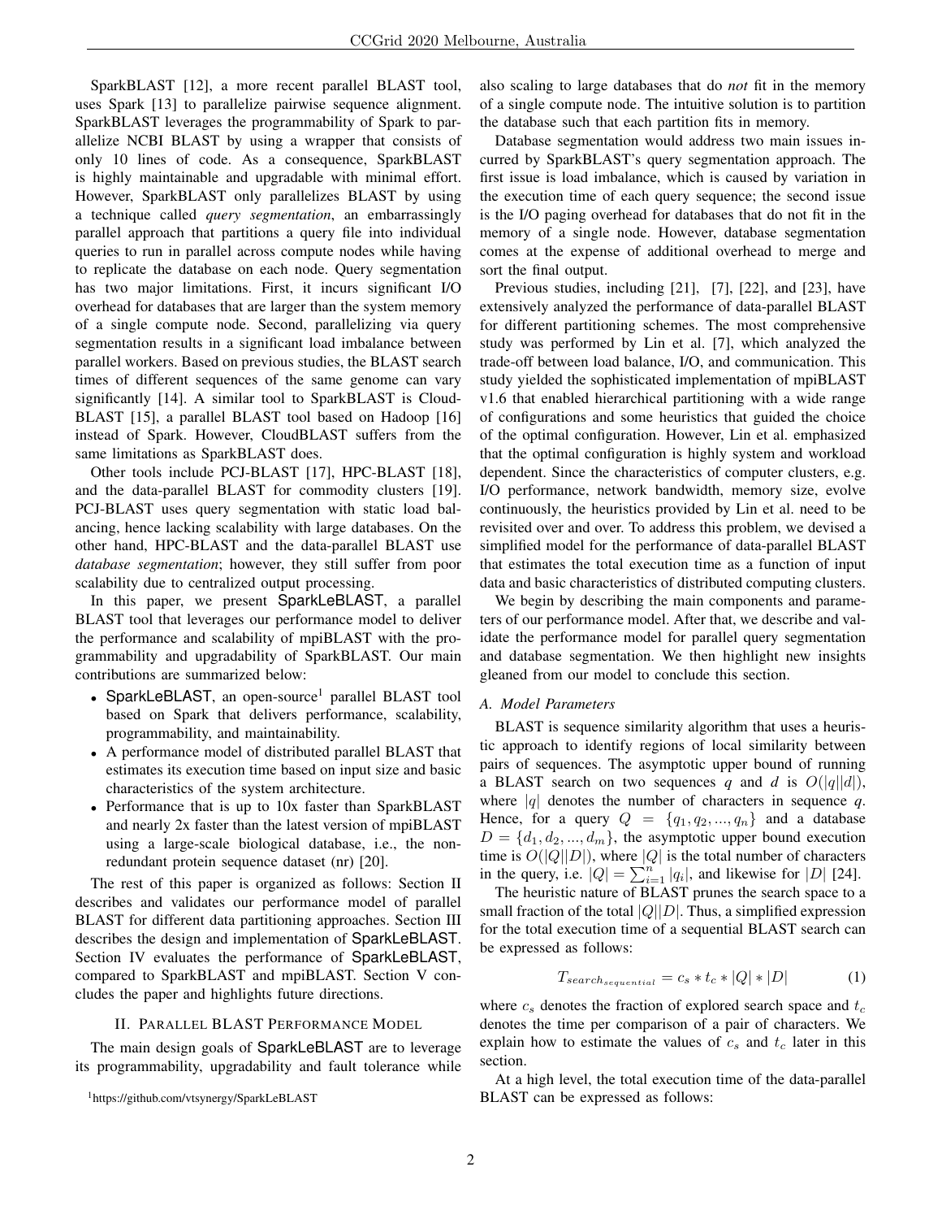SparkBLAST [12], a more recent parallel BLAST tool, uses Spark [13] to parallelize pairwise sequence alignment. SparkBLAST leverages the programmability of Spark to parallelize NCBI BLAST by using a wrapper that consists of only 10 lines of code. As a consequence, SparkBLAST is highly maintainable and upgradable with minimal effort. However, SparkBLAST only parallelizes BLAST by using a technique called *query segmentation*, an embarrassingly parallel approach that partitions a query file into individual queries to run in parallel across compute nodes while having to replicate the database on each node. Query segmentation has two major limitations. First, it incurs significant I/O overhead for databases that are larger than the system memory of a single compute node. Second, parallelizing via query segmentation results in a significant load imbalance between parallel workers. Based on previous studies, the BLAST search times of different sequences of the same genome can vary significantly [14]. A similar tool to SparkBLAST is CloudBLAST [15], a parallel BLAST tool based on Hadoop [16] instead of Spark. However, CloudBLAST suffers from the same limitations as SparkBLAST does.

Other tools include PCJ-BLAST [17], HPC-BLAST [18], and the data-parallel BLAST for commodity clusters [19]. PCJ-BLAST uses query segmentation with static load balancing, hence lacking scalability with large databases. On the other hand, HPC-BLAST and the data-parallel BLAST use *database segmentation*; however, they still suffer from poor scalability due to centralized output processing.

In this paper, we present SparkLeBLAST, a parallel BLAST tool that leverages our performance model to deliver the performance and scalability of mpiBLAST with the programmability and upgradability of SparkBLAST. Our main contributions are summarized below:

- SparkLeBLAST, an open-source[1] parallel BLAST tool based on Spark that delivers performance, scalability, programmability, and maintainability.
- A performance model of distributed parallel BLAST that estimates its execution time based on input size and basic characteristics of the system architecture.
- Performance that is up to 10x faster than SparkBLAST and nearly 2x faster than the latest version of mpiBLAST using a large-scale biological database, i.e., the non-redundant protein sequence dataset (nr) [20].

The rest of this paper is organized as follows: Section II describes and validates our performance model of parallel BLAST for different data partitioning approaches. Section III describes the design and implementation of SparkLeBLAST. Section IV evaluates the performance of SparkLeBLAST, compared to SparkBLAST and mpiBLAST. Section V concludes the paper and highlights future directions.

## II. Parallel BLAST Performance Model

The main design goals of SparkLeBLAST are to leverage its programmability, upgradability and fault tolerance while also scaling to large databases that do *not* fit in the memory of a single compute node. The intuitive solution is to partition the database such that each partition fits in memory.

Database segmentation would address two main issues incurred by SparkBLAST's query segmentation approach. The first issue is load imbalance, which is caused by variation in the execution time of each query sequence; the second issue is the I/O paging overhead for databases that do not fit in the memory of a single node. However, database segmentation comes at the expense of additional overhead to merge and sort the final output.

Previous studies, including [21], [7], [22], and [23], have extensively analyzed the performance of data-parallel BLAST for different partitioning schemes. The most comprehensive study was performed by Lin et al. [7], which analyzed the trade-off between load balance, I/O, and communication. This study yielded the sophisticated implementation of mpiBLAST v1.6 that enabled hierarchical partitioning with a wide range of configurations and some heuristics that guided the choice of the optimal configuration. However, Lin et al. emphasized that the optimal configuration is highly system and workload dependent. Since the characteristics of computer clusters, e.g. I/O performance, network bandwidth, memory size, evolve continuously, the heuristics provided by Lin et al. need to be revisited over and over. To address this problem, we devised a simplified model for the performance of data-parallel BLAST that estimates the total execution time as a function of input data and basic characteristics of distributed computing clusters.

We begin by describing the main components and parameters of our performance model. After that, we describe and validate the performance model for parallel query segmentation and database segmentation. We then highlight new insights gleaned from our model to conclude this section.

### A. Model Parameters

BLAST is sequence similarity algorithm that uses a heuristic approach to identify regions of local similarity between pairs of sequences. The asymptotic upper bound of running a BLAST search on two sequences $q$ and $d$ is $O(|q||d|)$, where $|q|$ denotes the number of characters in sequence $q$. Hence, for a query $Q = \{q_1, q_2, ..., q_n\}$ and a database $D = \{d_1, d_2, ..., d_m\}$, the asymptotic upper bound execution time is $O(|Q||D|)$, where $|Q|$ is the total number of characters in the query, i.e. $|Q| = \sum_{i=1}^{n} |q_i|$, and likewise for $|D|$ [24].

The heuristic nature of BLAST prunes the search space to a small fraction of the total $|Q||D|$. Thus, a simplified expression for the total execution time of a sequential BLAST search can be expressed as follows:

$$T_{search_{sequential}} = c_s * t_c * |Q| * |D| \tag{1}$$

where $c_s$ denotes the fraction of explored search space and $t_c$ denotes the time per comparison of a pair of characters. We explain how to estimate the values of $c_s$ and $t_c$ later in this section.

At a high level, the total execution time of the data-parallel BLAST can be expressed as follows:

[1] https://github.com/vtsynergy/SparkLeBLAST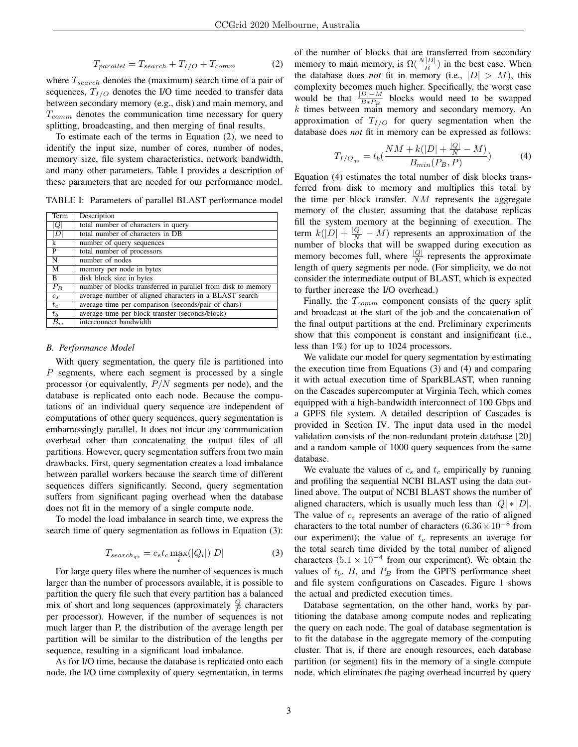$$T_{parallel} = T_{search} + T_{I/O} + T_{comm} \tag{2}$$

where $T_{search}$ denotes the (maximum) search time of a pair of sequences, $T_{I/O}$ denotes the I/O time needed to transfer data between secondary memory (e.g., disk) and main memory, and $T_{comm}$ denotes the communication time necessary for query splitting, broadcasting, and then merging of final results.

To estimate each of the terms in Equation (2), we need to identify the input size, number of cores, number of nodes, memory size, file system characteristics, network bandwidth, and many other parameters. Table I provides a description of these parameters that are needed for our performance model.

TABLE I: Parameters of parallel BLAST performance model

| Term | Description |
|---|---|
| $\|Q\|$ | total number of characters in query |
| $\|D\|$ | total number of characters in DB |
| k | number of query sequences |
| P | total number of processors |
| N | number of nodes |
| M | memory per node in bytes |
| B | disk block size in bytes |
| $P_B$ | number of blocks transferred in parallel from disk to memory |
| $c_s$ | average number of aligned characters in a BLAST search |
| $t_c$ | average time per comparison (seconds/pair of chars) |
| $t_b$ | average time per block transfer (seconds/block) |
| $B_w$ | interconnect bandwidth |

### B. Performance Model

With query segmentation, the query file is partitioned into $P$ segments, where each segment is processed by a single processor (or equivalently, $P/N$ segments per node), and the database is replicated onto each node. Because the computations of an individual query sequence are independent of computations of other query sequences, query segmentation is embarrassingly parallel. It does not incur any communication overhead other than concatenating the output files of all partitions. However, query segmentation suffers from two main drawbacks. First, query segmentation creates a load imbalance between parallel workers because the search time of different sequences differs significantly. Second, query segmentation suffers from significant paging overhead when the database does not fit in the memory of a single compute node.

To model the load imbalance in search time, we express the search time of query segmentation as follows in Equation (3):

$$T_{search_{qs}} = c_s t_c \max_i(|Q_i|)|D| \tag{3}$$

For large query files where the number of sequences is much larger than the number of processors available, it is possible to partition the query file such that every partition has a balanced mix of short and long sequences (approximately $\frac{Q}{P}$ characters per processor). However, if the number of sequences is not much larger than P, the distribution of the average length per partition will be similar to the distribution of the lengths per sequence, resulting in a significant load imbalance.

As for I/O time, because the database is replicated onto each node, the I/O time complexity of query segmentation, in terms of the number of blocks that are transferred from secondary memory to main memory, is $\Omega(\frac{N|D|}{B})$ in the best case. When the database does *not* fit in memory (i.e., $|D| > M$), this complexity becomes much higher. Specifically, the worst case would be that $\frac{|D|-M}{B*P_B}$ blocks would need to be swapped $k$ times between main memory and secondary memory. An approximation of $T_{I/O}$ for query segmentation when the database does *not* fit in memory can be expressed as follows:

$$T_{I/O_{qs}} = t_b(\frac{NM + k(|D| + \frac{|Q|}{N} - M)}{B_{min}(P_B, P)}) \tag{4}$$

Equation (4) estimates the total number of disk blocks transferred from disk to memory and multiplies this total by the time per block transfer. $NM$ represents the aggregate memory of the cluster, assuming that the database replicas fill the system memory at the beginning of execution. The term $k(|D| + \frac{|Q|}{N} - M)$ represents an approximation of the number of blocks that will be swapped during execution as memory becomes full, where $\frac{|Q|}{N}$ represents the approximate length of query segments per node. (For simplicity, we do not consider the intermediate output of BLAST, which is expected to further increase the I/O overhead.)

Finally, the $T_{comm}$ component consists of the query split and broadcast at the start of the job and the concatenation of the final output partitions at the end. Preliminary experiments show that this component is constant and insignificant (i.e., less than 1%) for up to 1024 processors.

We validate our model for query segmentation by estimating the execution time from Equations (3) and (4) and comparing it with actual execution time of SparkBLAST, when running on the Cascades supercomputer at Virginia Tech, which comes equipped with a high-bandwidth interconnect of 100 Gbps and a GPFS file system. A detailed description of Cascades is provided in Section IV. The input data used in the model validation consists of the non-redundant protein database [20] and a random sample of 1000 query sequences from the same database.

We evaluate the values of $c_s$ and $t_c$ empirically by running and profiling the sequential NCBI BLAST using the data outlined above. The output of NCBI BLAST shows the number of aligned characters, which is usually much less than $|Q| * |D|$. The value of $c_s$ represents an average of the ratio of aligned characters to the total number of characters ($6.36 \times 10^{-8}$ from our experiment); the value of $t_c$ represents an average for the total search time divided by the total number of aligned characters ($5.1 \times 10^{-4}$ from our experiment). We obtain the values of $t_b$, $B$, and $P_B$ from the GPFS performance sheet and file system configurations on Cascades. Figure 1 shows the actual and predicted execution times.

Database segmentation, on the other hand, works by partitioning the database among compute nodes and replicating the query on each node. The goal of database segmentation is to fit the database in the aggregate memory of the computing cluster. That is, if there are enough resources, each database partition (or segment) fits in the memory of a single compute node, which eliminates the paging overhead incurred by query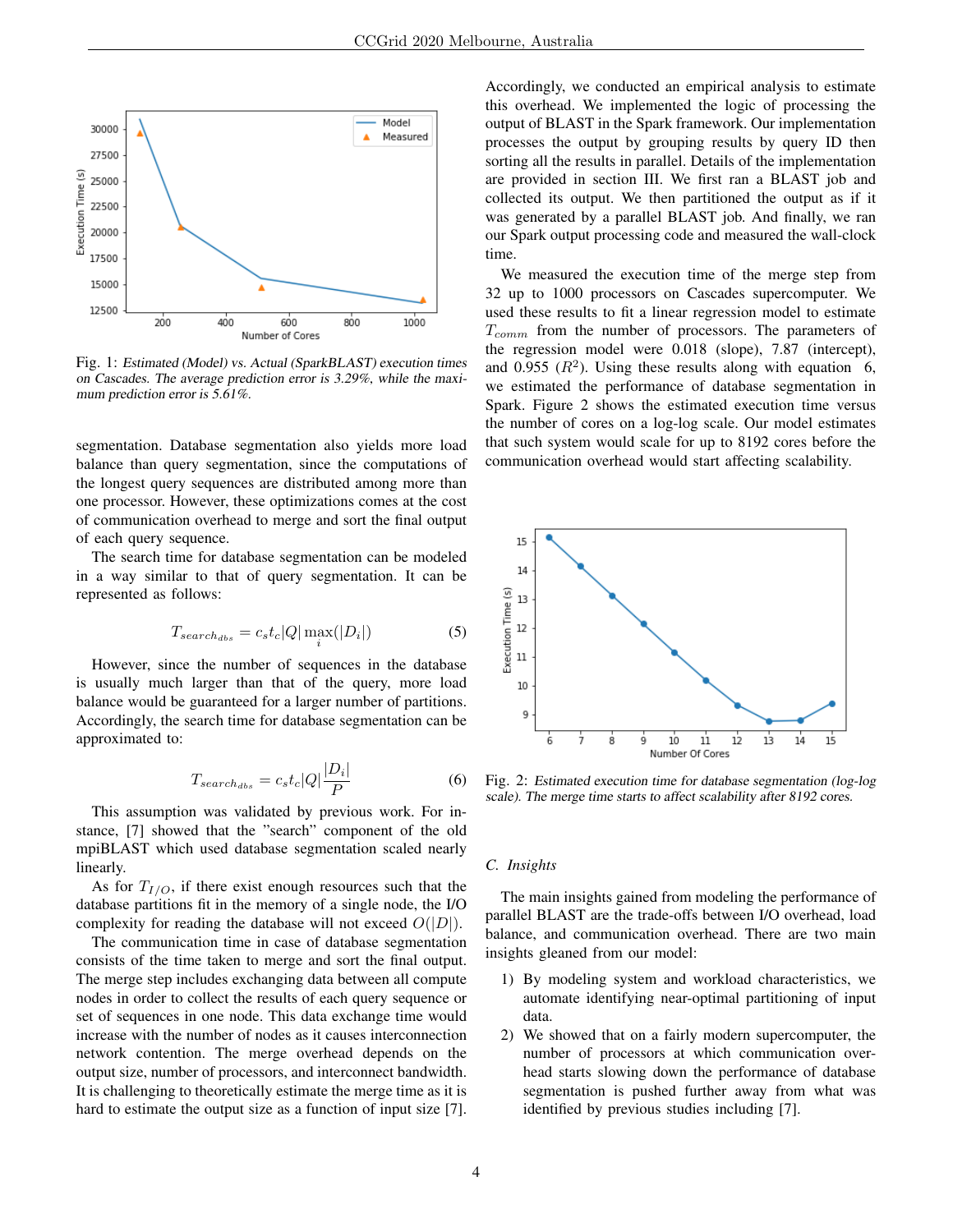Fig. 1: *Estimated (Model) vs. Actual (SparkBLAST) execution times on Cascades. The average prediction error is 3.29%, while the maximum prediction error is 5.61%.*

segmentation. Database segmentation also yields more load balance than query segmentation, since the computations of the longest query sequences are distributed among more than one processor. However, these optimizations comes at the cost of communication overhead to merge and sort the final output of each query sequence.

The search time for database segmentation can be modeled in a way similar to that of query segmentation. It can be represented as follows:

$$T_{search_{dbs}} = c_s t_c |Q| \max_i(|D_i|) \tag{5}$$

However, since the number of sequences in the database is usually much larger than that of the query, more load balance would be guaranteed for a larger number of partitions. Accordingly, the search time for database segmentation can be approximated to:

$$T_{search_{dbs}} = c_s t_c |Q| \frac{|D_i|}{P} \tag{6}$$

This assumption was validated by previous work. For instance, [7] showed that the "search" component of the old mpiBLAST which used database segmentation scaled nearly linearly.

As for $T_{I/O}$, if there exist enough resources such that the database partitions fit in the memory of a single node, the I/O complexity for reading the database will not exceed $O(|D|)$.

The communication time in case of database segmentation consists of the time taken to merge and sort the final output. The merge step includes exchanging data between all compute nodes in order to collect the results of each query sequence or set of sequences in one node. This data exchange time would increase with the number of nodes as it causes interconnection network contention. The merge overhead depends on the output size, number of processors, and interconnect bandwidth. It is challenging to theoretically estimate the merge time as it is hard to estimate the output size as a function of input size [7]. Accordingly, we conducted an empirical analysis to estimate this overhead. We implemented the logic of processing the output of BLAST in the Spark framework. Our implementation processes the output by grouping results by query ID then sorting all the results in parallel. Details of the implementation are provided in section III. We first ran a BLAST job and collected its output. We then partitioned the output as if it was generated by a parallel BLAST job. And finally, we ran our Spark output processing code and measured the wall-clock time.

We measured the execution time of the merge step from 32 up to 1000 processors on Cascades supercomputer. We used these results to fit a linear regression model to estimate $T_{comm}$ from the number of processors. The parameters of the regression model were 0.018 (slope), 7.87 (intercept), and 0.955 ($R^2$). Using these results along with equation 6, we estimated the performance of database segmentation in Spark. Figure 2 shows the estimated execution time versus the number of cores on a log-log scale. Our model estimates that such system would scale for up to 8192 cores before the communication overhead would start affecting scalability.

Fig. 2: *Estimated execution time for database segmentation (log-log scale). The merge time starts to affect scalability after 8192 cores.*

### C. Insights

The main insights gained from modeling the performance of parallel BLAST are the trade-offs between I/O overhead, load balance, and communication overhead. There are two main insights gleaned from our model:

1) By modeling system and workload characteristics, we automate identifying near-optimal partitioning of input data.
2) We showed that on a fairly modern supercomputer, the number of processors at which communication overhead starts slowing down the performance of database segmentation is pushed further away from what was identified by previous studies including [7].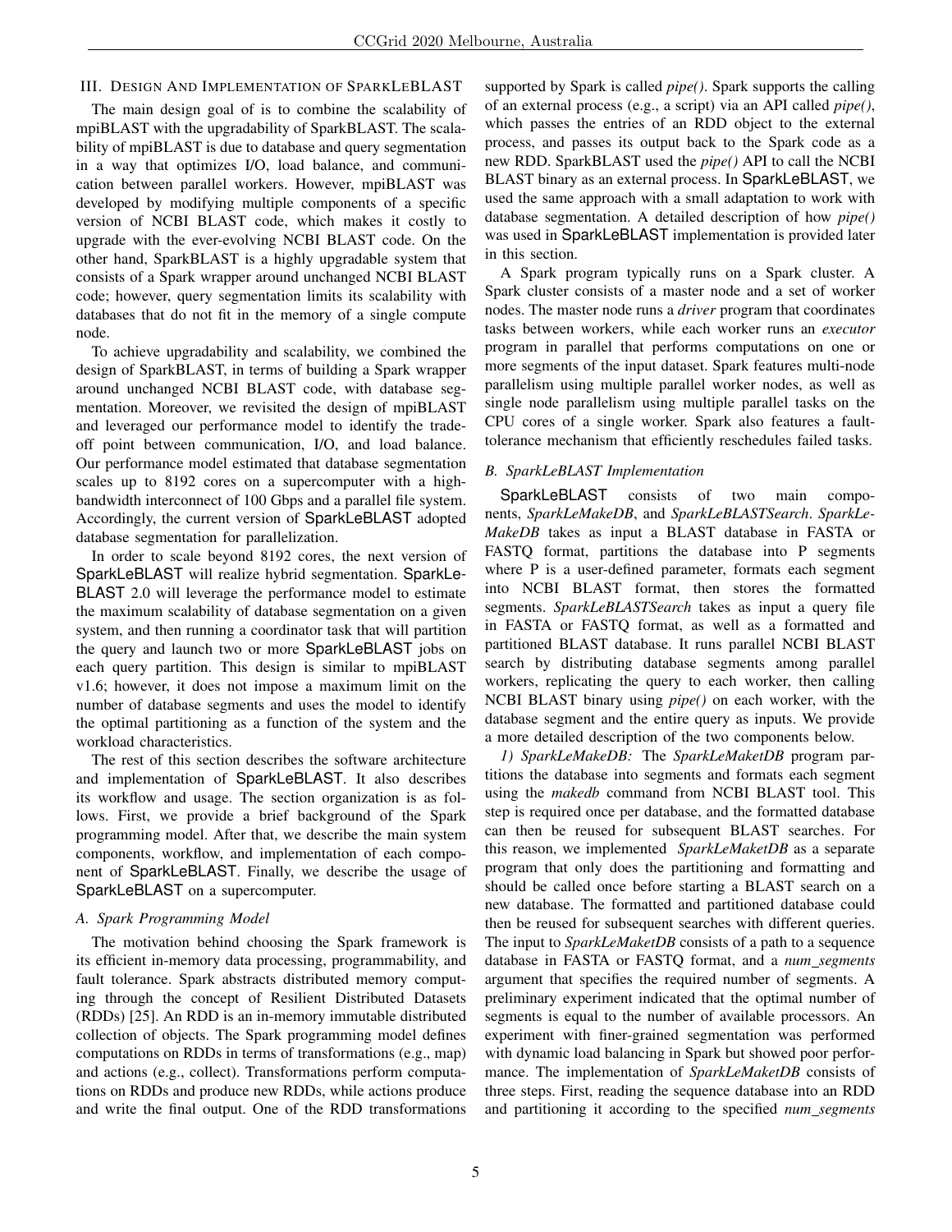## III. Design And Implementation of SparkLeBLAST

The main design goal of is to combine the scalability of mpiBLAST with the upgradability of SparkBLAST. The scalability of mpiBLAST is due to database and query segmentation in a way that optimizes I/O, load balance, and communication between parallel workers. However, mpiBLAST was developed by modifying multiple components of a specific version of NCBI BLAST code, which makes it costly to upgrade with the ever-evolving NCBI BLAST code. On the other hand, SparkBLAST is a highly upgradable system that consists of a Spark wrapper around unchanged NCBI BLAST code; however, query segmentation limits its scalability with databases that do not fit in the memory of a single compute node.

To achieve upgradability and scalability, we combined the design of SparkBLAST, in terms of building a Spark wrapper around unchanged NCBI BLAST code, with database segmentation. Moreover, we revisited the design of mpiBLAST and leveraged our performance model to identify the trade-off point between communication, I/O, and load balance. Our performance model estimated that database segmentation scales up to 8192 cores on a supercomputer with a high-bandwidth interconnect of 100 Gbps and a parallel file system. Accordingly, the current version of SparkLeBLAST adopted database segmentation for parallelization.

In order to scale beyond 8192 cores, the next version of SparkLeBLAST will realize hybrid segmentation. SparkLeBLAST 2.0 will leverage the performance model to estimate the maximum scalability of database segmentation on a given system, and then running a coordinator task that will partition the query and launch two or more SparkLeBLAST jobs on each query partition. This design is similar to mpiBLAST v1.6; however, it does not impose a maximum limit on the number of database segments and uses the model to identify the optimal partitioning as a function of the system and the workload characteristics.

The rest of this section describes the software architecture and implementation of SparkLeBLAST. It also describes its workflow and usage. The section organization is as follows. First, we provide a brief background of the Spark programming model. After that, we describe the main system components, workflow, and implementation of each component of SparkLeBLAST. Finally, we describe the usage of SparkLeBLAST on a supercomputer.

### A. Spark Programming Model

The motivation behind choosing the Spark framework is its efficient in-memory data processing, programmability, and fault tolerance. Spark abstracts distributed memory computing through the concept of Resilient Distributed Datasets (RDDs) [25]. An RDD is an in-memory immutable distributed collection of objects. The Spark programming model defines computations on RDDs in terms of transformations (e.g., map) and actions (e.g., collect). Transformations perform computations on RDDs and produce new RDDs, while actions produce and write the final output. One of the RDD transformations supported by Spark is called *pipe()*. Spark supports the calling of an external process (e.g., a script) via an API called *pipe()*, which passes the entries of an RDD object to the external process, and passes its output back to the Spark code as a new RDD. SparkBLAST used the *pipe()* API to call the NCBI BLAST binary as an external process. In SparkLeBLAST, we used the same approach with a small adaptation to work with database segmentation. A detailed description of how *pipe()* was used in SparkLeBLAST implementation is provided later in this section.

A Spark program typically runs on a Spark cluster. A Spark cluster consists of a master node and a set of worker nodes. The master node runs a *driver* program that coordinates tasks between workers, while each worker runs an *executor* program in parallel that performs computations on one or more segments of the input dataset. Spark features multi-node parallelism using multiple parallel worker nodes, as well as single node parallelism using multiple parallel tasks on the CPU cores of a single worker. Spark also features a fault-tolerance mechanism that efficiently reschedules failed tasks.

### B. SparkLeBLAST Implementation

SparkLeBLAST consists of two main components, *SparkLeMakeDB*, and *SparkLeBLASTSearch*. *SparkLeMakeDB* takes as input a BLAST database in FASTA or FASTQ format, partitions the database into P segments where P is a user-defined parameter, formats each segment into NCBI BLAST format, then stores the formatted segments. *SparkLeBLASTSearch* takes as input a query file in FASTA or FASTQ format, as well as a formatted and partitioned BLAST database. It runs parallel NCBI BLAST search by distributing database segments among parallel workers, replicating the query to each worker, then calling NCBI BLAST binary using *pipe()* on each worker, with the database segment and the entire query as inputs. We provide a more detailed description of the two components below.

*1) SparkLeMakeDB:* The *SparkLeMaketDB* program partitions the database into segments and formats each segment using the *makedb* command from NCBI BLAST tool. This step is required once per database, and the formatted database can then be reused for subsequent BLAST searches. For this reason, we implemented *SparkLeMaketDB* as a separate program that only does the partitioning and formatting and should be called once before starting a BLAST search on a new database. The formatted and partitioned database could then be reused for subsequent searches with different queries. The input to *SparkLeMaketDB* consists of a path to a sequence database in FASTA or FASTQ format, and a *num_segments* argument that specifies the required number of segments. A preliminary experiment indicated that the optimal number of segments is equal to the number of available processors. An experiment with finer-grained segmentation was performed with dynamic load balancing in Spark but showed poor performance. The implementation of *SparkLeMaketDB* consists of three steps. First, reading the sequence database into an RDD and partitioning it according to the specified *num_segments*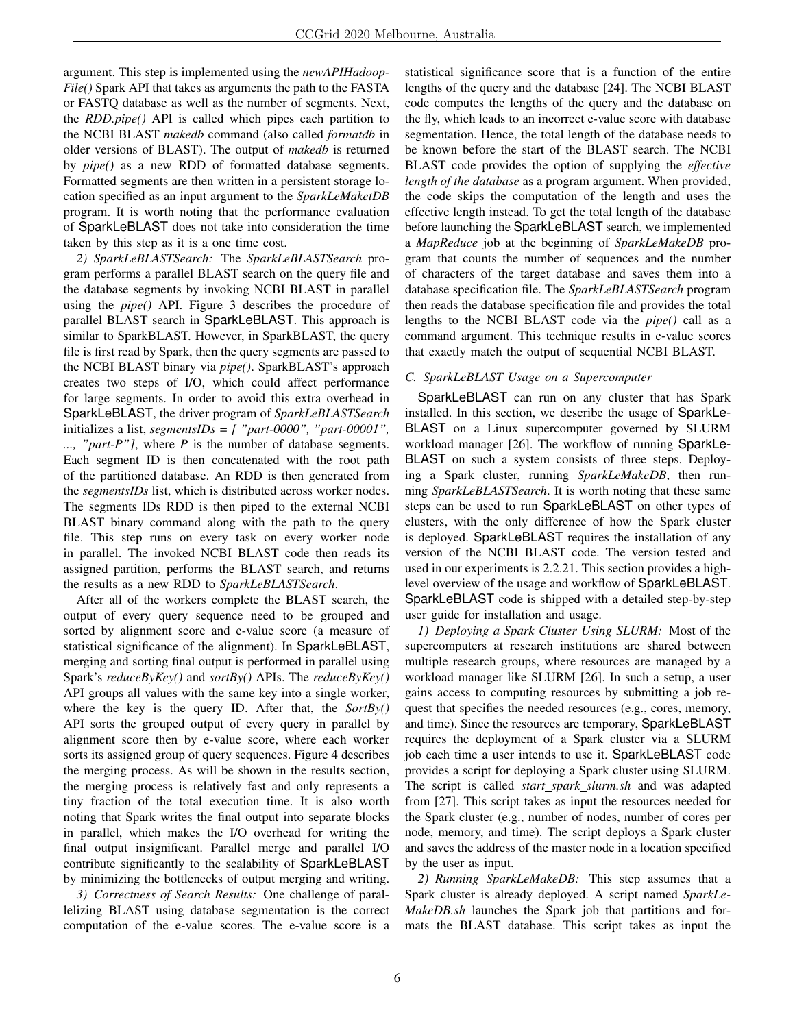argument. This step is implemented using the *newAPIHadoopFile()* Spark API that takes as arguments the path to the FASTA or FASTQ database as well as the number of segments. Next, the *RDD.pipe()* API is called which pipes each partition to the NCBI BLAST *makedb* command (also called *formatdb* in older versions of BLAST). The output of *makedb* is returned by *pipe()* as a new RDD of formatted database segments. Formatted segments are then written in a persistent storage location specified as an input argument to the *SparkLeMaketDB* program. It is worth noting that the performance evaluation of SparkLeBLAST does not take into consideration the time taken by this step as it is a one time cost.

*2) SparkLeBLASTSearch:* The *SparkLeBLASTSearch* program performs a parallel BLAST search on the query file and the database segments by invoking NCBI BLAST in parallel using the *pipe()* API. Figure 3 describes the procedure of parallel BLAST search in SparkLeBLAST. This approach is similar to SparkBLAST. However, in SparkBLAST, the query file is first read by Spark, then the query segments are passed to the NCBI BLAST binary via *pipe()*. SparkBLAST's approach creates two steps of I/O, which could affect performance for large segments. In order to avoid this extra overhead in SparkLeBLAST, the driver program of *SparkLeBLASTSearch* initializes a list, *segmentsIDs = [ "part-0000", "part-00001", ..., "part-P"]*, where *P* is the number of database segments. Each segment ID is then concatenated with the root path of the partitioned database. An RDD is then generated from the *segmentsIDs* list, which is distributed across worker nodes. The segments IDs RDD is then piped to the external NCBI BLAST binary command along with the path to the query file. This step runs on every task on every worker node in parallel. The invoked NCBI BLAST code then reads its assigned partition, performs the BLAST search, and returns the results as a new RDD to *SparkLeBLASTSearch*.

After all of the workers complete the BLAST search, the output of every query sequence need to be grouped and sorted by alignment score and e-value score (a measure of statistical significance of the alignment). In SparkLeBLAST, merging and sorting final output is performed in parallel using Spark's *reduceByKey()* and *sortBy()* APIs. The *reduceByKey()* API groups all values with the same key into a single worker, where the key is the query ID. After that, the *SortBy()* API sorts the grouped output of every query in parallel by alignment score then by e-value score, where each worker sorts its assigned group of query sequences. Figure 4 describes the merging process. As will be shown in the results section, the merging process is relatively fast and only represents a tiny fraction of the total execution time. It is also worth noting that Spark writes the final output into separate blocks in parallel, which makes the I/O overhead for writing the final output insignificant. Parallel merge and parallel I/O contribute significantly to the scalability of SparkLeBLAST by minimizing the bottlenecks of output merging and writing.

*3) Correctness of Search Results:* One challenge of parallelizing BLAST using database segmentation is the correct computation of the e-value scores. The e-value score is a statistical significance score that is a function of the entire lengths of the query and the database [24]. The NCBI BLAST code computes the lengths of the query and the database on the fly, which leads to an incorrect e-value score with database segmentation. Hence, the total length of the database needs to be known before the start of the BLAST search. The NCBI BLAST code provides the option of supplying the *effective length of the database* as a program argument. When provided, the code skips the computation of the length and uses the effective length instead. To get the total length of the database before launching the SparkLeBLAST search, we implemented a *MapReduce* job at the beginning of *SparkLeMakeDB* program that counts the number of sequences and the number of characters of the target database and saves them into a database specification file. The *SparkLeBLASTSearch* program then reads the database specification file and provides the total lengths to the NCBI BLAST code via the *pipe()* call as a command argument. This technique results in e-value scores that exactly match the output of sequential NCBI BLAST.

### C. SparkLeBLAST Usage on a Supercomputer

SparkLeBLAST can run on any cluster that has Spark installed. In this section, we describe the usage of SparkLeBLAST on a Linux supercomputer governed by SLURM workload manager [26]. The workflow of running SparkLeBLAST on such a system consists of three steps. Deploying a Spark cluster, running *SparkLeMakeDB*, then running *SparkLeBLASTSearch*. It is worth noting that these same steps can be used to run SparkLeBLAST on other types of clusters, with the only difference of how the Spark cluster is deployed. SparkLeBLAST requires the installation of any version of the NCBI BLAST code. The version tested and used in our experiments is 2.2.21. This section provides a high-level overview of the usage and workflow of SparkLeBLAST. SparkLeBLAST code is shipped with a detailed step-by-step user guide for installation and usage.

*1) Deploying a Spark Cluster Using SLURM:* Most of the supercomputers at research institutions are shared between multiple research groups, where resources are managed by a workload manager like SLURM [26]. In such a setup, a user gains access to computing resources by submitting a job request that specifies the needed resources (e.g., cores, memory, and time). Since the resources are temporary, SparkLeBLAST requires the deployment of a Spark cluster via a SLURM job each time a user intends to use it. SparkLeBLAST code provides a script for deploying a Spark cluster using SLURM. The script is called *start_spark_slurm.sh* and was adapted from [27]. This script takes as input the resources needed for the Spark cluster (e.g., number of nodes, number of cores per node, memory, and time). The script deploys a Spark cluster and saves the address of the master node in a location specified by the user as input.

*2) Running SparkLeMakeDB:* This step assumes that a Spark cluster is already deployed. A script named *SparkLeMakeDB.sh* launches the Spark job that partitions and formats the BLAST database. This script takes as input the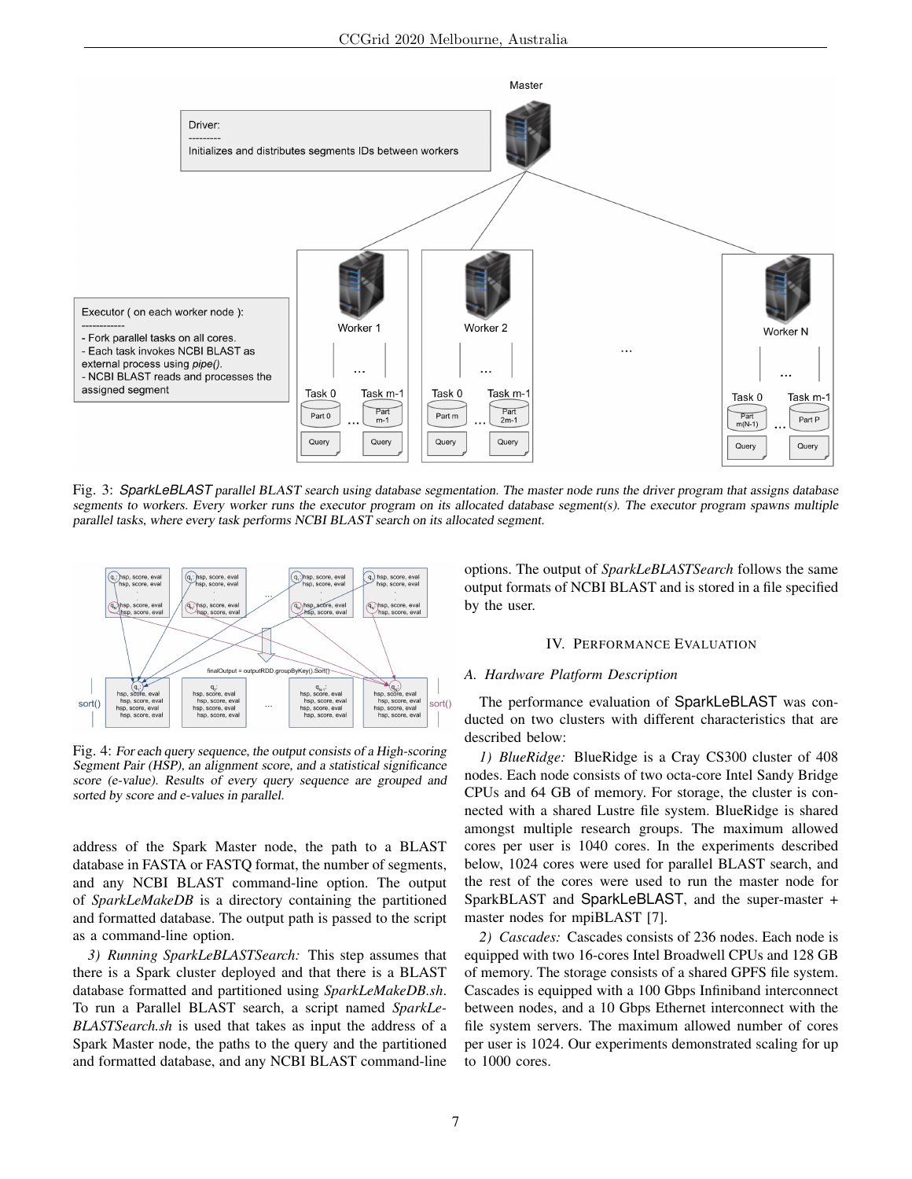Fig. 3: *SparkLeBLAST parallel BLAST search using database segmentation. The master node runs the driver program that assigns database segments to workers. Every worker runs the executor program on its allocated database segment(s). The executor program spawns multiple parallel tasks, where every task performs NCBI BLAST search on its allocated segment.*

Fig. 4: *For each query sequence, the output consists of a High-scoring Segment Pair (HSP), an alignment score, and a statistical significance score (e-value). Results of every query sequence are grouped and sorted by score and e-values in parallel.*

address of the Spark Master node, the path to a BLAST database in FASTA or FASTQ format, the number of segments, and any NCBI BLAST command-line option. The output of *SparkLeMakeDB* is a directory containing the partitioned and formatted database. The output path is passed to the script as a command-line option.

*3) Running SparkLeBLASTSearch:* This step assumes that there is a Spark cluster deployed and that there is a BLAST database formatted and partitioned using *SparkLeMakeDB.sh*. To run a Parallel BLAST search, a script named *SparkLeBLASTSearch.sh* is used that takes as input the address of a Spark Master node, the paths to the query and the partitioned and formatted database, and any NCBI BLAST command-line options. The output of *SparkLeBLASTSearch* follows the same output formats of NCBI BLAST and is stored in a file specified by the user.

## IV. Performance Evaluation

### A. Hardware Platform Description

The performance evaluation of SparkLeBLAST was conducted on two clusters with different characteristics that are described below:

*1) BlueRidge:* BlueRidge is a Cray CS300 cluster of 408 nodes. Each node consists of two octa-core Intel Sandy Bridge CPUs and 64 GB of memory. For storage, the cluster is connected with a shared Lustre file system. BlueRidge is shared amongst multiple research groups. The maximum allowed cores per user is 1040 cores. In the experiments described below, 1024 cores were used for parallel BLAST search, and the rest of the cores were used to run the master node for SparkBLAST and SparkLeBLAST, and the super-master + master nodes for mpiBLAST [7].

*2) Cascades:* Cascades consists of 236 nodes. Each node is equipped with two 16-cores Intel Broadwell CPUs and 128 GB of memory. The storage consists of a shared GPFS file system. Cascades is equipped with a 100 Gbps Infiniband interconnect between nodes, and a 10 Gbps Ethernet interconnect with the file system servers. The maximum allowed number of cores per user is 1024. Our experiments demonstrated scaling for up to 1000 cores.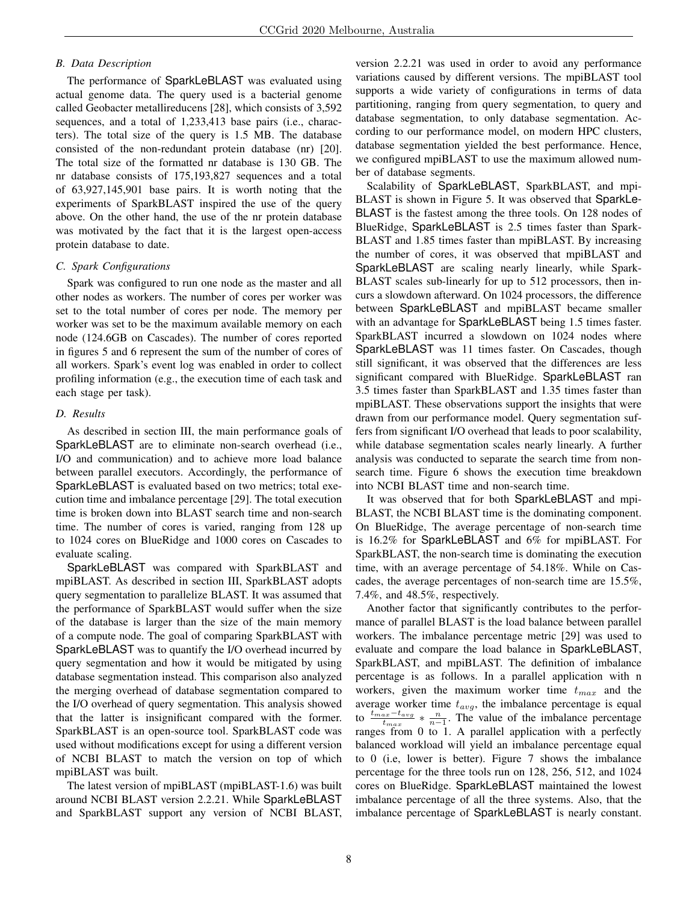### B. Data Description

The performance of SparkLeBLAST was evaluated using actual genome data. The query used is a bacterial genome called Geobacter metallireducens [28], which consists of 3,592 sequences, and a total of 1,233,413 base pairs (i.e., characters). The total size of the query is 1.5 MB. The database consisted of the non-redundant protein database (nr) [20]. The total size of the formatted nr database is 130 GB. The nr database consists of 175,193,827 sequences and a total of 63,927,145,901 base pairs. It is worth noting that the experiments of SparkBLAST inspired the use of the query above. On the other hand, the use of the nr protein database was motivated by the fact that it is the largest open-access protein database to date.

### C. Spark Configurations

Spark was configured to run one node as the master and all other nodes as workers. The number of cores per worker was set to the total number of cores per node. The memory per worker was set to be the maximum available memory on each node (124.6GB on Cascades). The number of cores reported in figures 5 and 6 represent the sum of the number of cores of all workers. Spark's event log was enabled in order to collect profiling information (e.g., the execution time of each task and each stage per task).

### D. Results

As described in section III, the main performance goals of SparkLeBLAST are to eliminate non-search overhead (i.e., I/O and communication) and to achieve more load balance between parallel executors. Accordingly, the performance of SparkLeBLAST is evaluated based on two metrics; total execution time and imbalance percentage [29]. The total execution time is broken down into BLAST search time and non-search time. The number of cores is varied, ranging from 128 up to 1024 cores on BlueRidge and 1000 cores on Cascades to evaluate scaling.

SparkLeBLAST was compared with SparkBLAST and mpiBLAST. As described in section III, SparkBLAST adopts query segmentation to parallelize BLAST. It was assumed that the performance of SparkBLAST would suffer when the size of the database is larger than the size of the main memory of a compute node. The goal of comparing SparkBLAST with SparkLeBLAST was to quantify the I/O overhead incurred by query segmentation and how it would be mitigated by using database segmentation instead. This comparison also analyzed the merging overhead of database segmentation compared to the I/O overhead of query segmentation. This analysis showed that the latter is insignificant compared with the former. SparkBLAST is an open-source tool. SparkBLAST code was used without modifications except for using a different version of NCBI BLAST to match the version on top of which mpiBLAST was built.

The latest version of mpiBLAST (mpiBLAST-1.6) was built around NCBI BLAST version 2.2.21. While SparkLeBLAST and SparkBLAST support any version of NCBI BLAST, version 2.2.21 was used in order to avoid any performance variations caused by different versions. The mpiBLAST tool supports a wide variety of configurations in terms of data partitioning, ranging from query segmentation, to query and database segmentation, to only database segmentation. According to our performance model, on modern HPC clusters, database segmentation yielded the best performance. Hence, we configured mpiBLAST to use the maximum allowed number of database segments.

Scalability of SparkLeBLAST, SparkBLAST, and mpiBLAST is shown in Figure 5. It was observed that SparkLeBLAST is the fastest among the three tools. On 128 nodes of BlueRidge, SparkLeBLAST is 2.5 times faster than SparkBLAST and 1.85 times faster than mpiBLAST. By increasing the number of cores, it was observed that mpiBLAST and SparkLeBLAST are scaling nearly linearly, while SparkBLAST scales sub-linearly for up to 512 processors, then incurs a slowdown afterward. On 1024 processors, the difference between SparkLeBLAST and mpiBLAST became smaller with an advantage for SparkLeBLAST being 1.5 times faster. SparkBLAST incurred a slowdown on 1024 nodes where SparkLeBLAST was 11 times faster. On Cascades, though still significant, it was observed that the differences are less significant compared with BlueRidge. SparkLeBLAST ran 3.5 times faster than SparkBLAST and 1.35 times faster than mpiBLAST. These observations support the insights that were drawn from our performance model. Query segmentation suffers from significant I/O overhead that leads to poor scalability, while database segmentation scales nearly linearly. A further analysis was conducted to separate the search time from non-search time. Figure 6 shows the execution time breakdown into NCBI BLAST time and non-search time.

It was observed that for both SparkLeBLAST and mpiBLAST, the NCBI BLAST time is the dominating component. On BlueRidge, The average percentage of non-search time is 16.2% for SparkLeBLAST and 6% for mpiBLAST. For SparkBLAST, the non-search time is dominating the execution time, with an average percentage of 54.18%. While on Cascades, the average percentages of non-search time are 15.5%, 7.4%, and 48.5%, respectively.

Another factor that significantly contributes to the performance of parallel BLAST is the load balance between parallel workers. The imbalance percentage metric [29] was used to evaluate and compare the load balance in SparkLeBLAST, SparkBLAST, and mpiBLAST. The definition of imbalance percentage is as follows. In a parallel application with n workers, given the maximum worker time $t_{max}$ and the average worker time $t_{avg}$, the imbalance percentage is equal to $\frac{t_{max}-t_{avg}}{t_{max}} * \frac{n}{n-1}$. The value of the imbalance percentage ranges from 0 to 1. A parallel application with a perfectly balanced workload will yield an imbalance percentage equal to 0 (i.e, lower is better). Figure 7 shows the imbalance percentage for the three tools run on 128, 256, 512, and 1024 cores on BlueRidge. SparkLeBLAST maintained the lowest imbalance percentage of all the three systems. Also, that the imbalance percentage of SparkLeBLAST is nearly constant.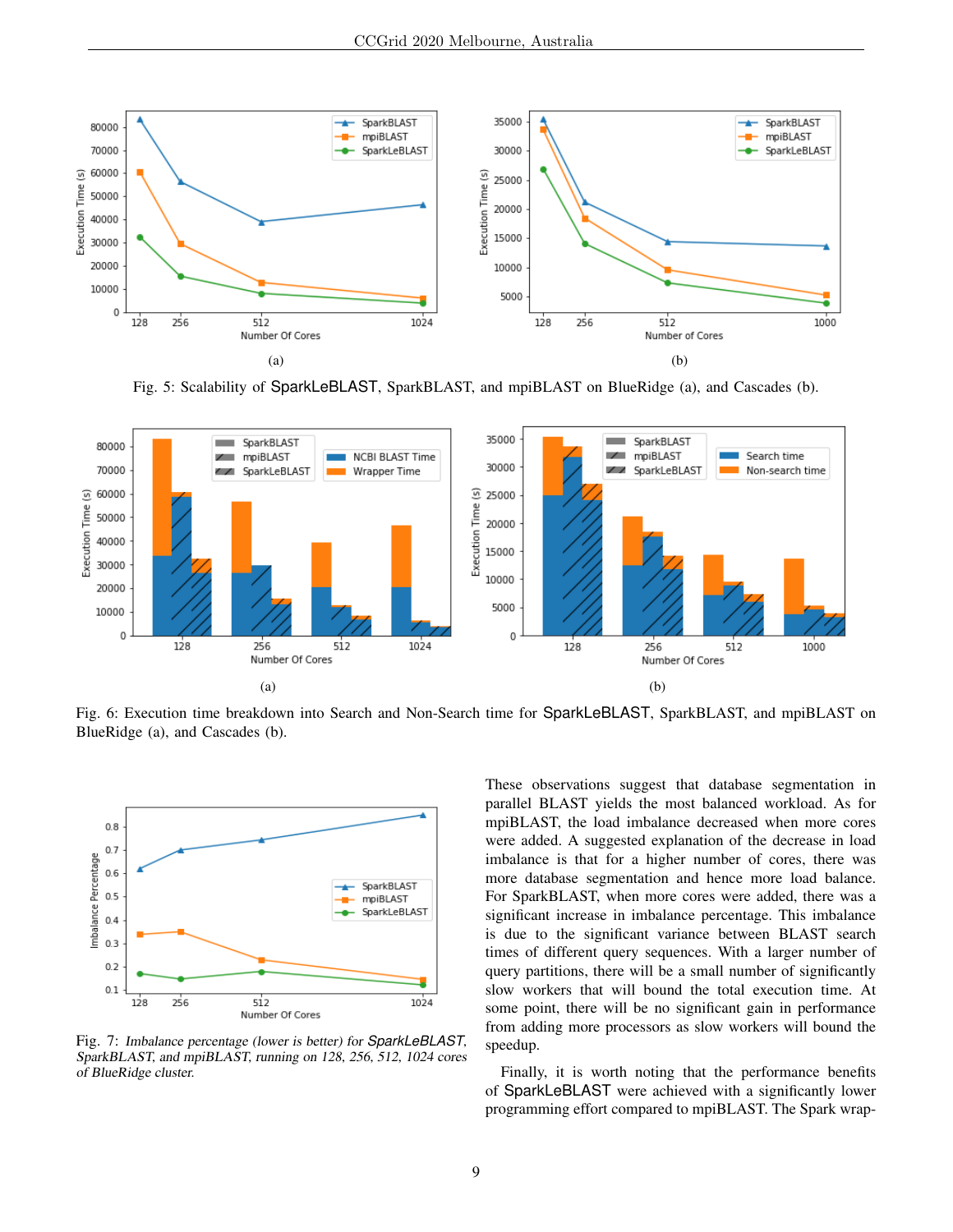Fig. 5: Scalability of SparkLeBLAST, SparkBLAST, and mpiBLAST on BlueRidge (a), and Cascades (b).

Fig. 6: Execution time breakdown into Search and Non-Search time for SparkLeBLAST, SparkBLAST, and mpiBLAST on BlueRidge (a), and Cascades (b).

Fig. 7: *Imbalance percentage (lower is better) for SparkLeBLAST, SparkBLAST, and mpiBLAST, running on 128, 256, 512, 1024 cores of BlueRidge cluster.*

These observations suggest that database segmentation in parallel BLAST yields the most balanced workload. As for mpiBLAST, the load imbalance decreased when more cores were added. A suggested explanation of the decrease in load imbalance is that for a higher number of cores, there was more database segmentation and hence more load balance. For SparkBLAST, when more cores were added, there was a significant increase in imbalance percentage. This imbalance is due to the significant variance between BLAST search times of different query sequences. With a larger number of query partitions, there will be a small number of significantly slow workers that will bound the total execution time. At some point, there will be no significant gain in performance from adding more processors as slow workers will bound the speedup.

Finally, it is worth noting that the performance benefits of SparkLeBLAST were achieved with a significantly lower programming effort compared to mpiBLAST. The Spark wrap-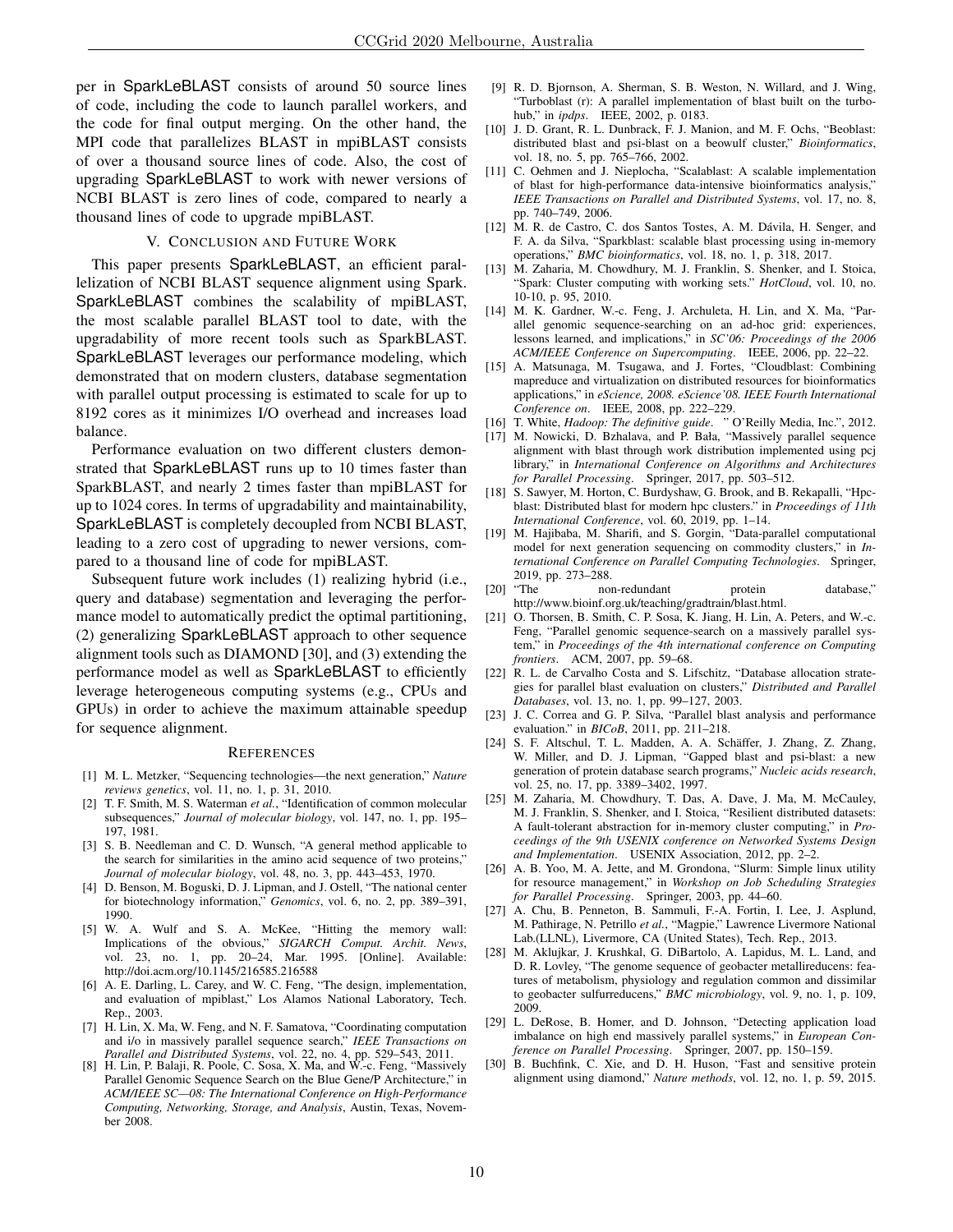per in SparkLeBLAST consists of around 50 source lines of code, including the code to launch parallel workers, and the code for final output merging. On the other hand, the MPI code that parallelizes BLAST in mpiBLAST consists of over a thousand source lines of code. Also, the cost of upgrading SparkLeBLAST to work with newer versions of NCBI BLAST is zero lines of code, compared to nearly a thousand lines of code to upgrade mpiBLAST.

## V. Conclusion and Future Work

This paper presents SparkLeBLAST, an efficient parallelization of NCBI BLAST sequence alignment using Spark. SparkLeBLAST combines the scalability of mpiBLAST, the most scalable parallel BLAST tool to date, with the upgradability of more recent tools such as SparkBLAST. SparkLeBLAST leverages our performance modeling, which demonstrated that on modern clusters, database segmentation with parallel output processing is estimated to scale for up to 8192 cores as it minimizes I/O overhead and increases load balance.

Performance evaluation on two different clusters demonstrated that SparkLeBLAST runs up to 10 times faster than SparkBLAST, and nearly 2 times faster than mpiBLAST for up to 1024 cores. In terms of upgradability and maintainability, SparkLeBLAST is completely decoupled from NCBI BLAST, leading to a zero cost of upgrading to newer versions, compared to a thousand line of code for mpiBLAST.

Subsequent future work includes (1) realizing hybrid (i.e., query and database) segmentation and leveraging the performance model to automatically predict the optimal partitioning, (2) generalizing SparkLeBLAST approach to other sequence alignment tools such as DIAMOND [30], and (3) extending the performance model as well as SparkLeBLAST to efficiently leverage heterogeneous computing systems (e.g., CPUs and GPUs) in order to achieve the maximum attainable speedup for sequence alignment.

## References

[1] M. L. Metzker, "Sequencing technologies—the next generation," *Nature reviews genetics*, vol. 11, no. 1, p. 31, 2010.

[2] T. F. Smith, M. S. Waterman *et al.*, "Identification of common molecular subsequences," *Journal of molecular biology*, vol. 147, no. 1, pp. 195–197, 1981.

[3] S. B. Needleman and C. D. Wunsch, "A general method applicable to the search for similarities in the amino acid sequence of two proteins," *Journal of molecular biology*, vol. 48, no. 3, pp. 443–453, 1970.

[4] D. Benson, M. Boguski, D. J. Lipman, and J. Ostell, "The national center for biotechnology information," *Genomics*, vol. 6, no. 2, pp. 389–391, 1990.

[5] W. A. Wulf and S. A. McKee, "Hitting the memory wall: Implications of the obvious," *SIGARCH Comput. Archit. News*, vol. 23, no. 1, pp. 20–24, Mar. 1995. [Online]. Available: http://doi.acm.org/10.1145/216585.216588

[6] A. E. Darling, L. Carey, and W. C. Feng, "The design, implementation, and evaluation of mpiblast," Los Alamos National Laboratory, Tech. Rep., 2003.

[7] H. Lin, X. Ma, W. Feng, and N. F. Samatova, "Coordinating computation and i/o in massively parallel sequence search," *IEEE Transactions on Parallel and Distributed Systems*, vol. 22, no. 4, pp. 529–543, 2011.

[8] H. Lin, P. Balaji, R. Poole, C. Sosa, X. Ma, and W.-c. Feng, "Massively Parallel Genomic Sequence Search on the Blue Gene/P Architecture," in *ACM/IEEE SC—08: The International Conference on High-Performance Computing, Networking, Storage, and Analysis*, Austin, Texas, November 2008.

[9] R. D. Bjornson, A. Sherman, S. B. Weston, N. Willard, and J. Wing, "Turboblast (r): A parallel implementation of blast built on the turbohub," in *ipdps*. IEEE, 2002, p. 0183.

[10] J. D. Grant, R. L. Dunbrack, F. J. Manion, and M. F. Ochs, "Beoblast: distributed blast and psi-blast on a beowulf cluster," *Bioinformatics*, vol. 18, no. 5, pp. 765–766, 2002.

[11] C. Oehmen and J. Nieplocha, "Scalablast: A scalable implementation of blast for high-performance data-intensive bioinformatics analysis," *IEEE Transactions on Parallel and Distributed Systems*, vol. 17, no. 8, pp. 740–749, 2006.

[12] M. R. de Castro, C. dos Santos Tostes, A. M. Dávila, H. Senger, and F. A. da Silva, "Sparkblast: scalable blast processing using in-memory operations," *BMC bioinformatics*, vol. 18, no. 1, p. 318, 2017.

[13] M. Zaharia, M. Chowdhury, M. J. Franklin, S. Shenker, and I. Stoica, "Spark: Cluster computing with working sets." *HotCloud*, vol. 10, no. 10-10, p. 95, 2010.

[14] M. K. Gardner, W.-c. Feng, J. Archuleta, H. Lin, and X. Ma, "Parallel genomic sequence-searching on an ad-hoc grid: experiences, lessons learned, and implications," in *SC'06: Proceedings of the 2006 ACM/IEEE Conference on Supercomputing*. IEEE, 2006, pp. 22–22.

[15] A. Matsunaga, M. Tsugawa, and J. Fortes, "Cloudblast: Combining mapreduce and virtualization on distributed resources for bioinformatics applications," in *eScience, 2008. eScience'08. IEEE Fourth International Conference on*. IEEE, 2008, pp. 222–229.

[16] T. White, *Hadoop: The definitive guide*. " O'Reilly Media, Inc.", 2012.

[17] M. Nowicki, D. Bzhalava, and P. Bała, "Massively parallel sequence alignment with blast through work distribution implemented using pcj library," in *International Conference on Algorithms and Architectures for Parallel Processing*. Springer, 2017, pp. 503–512.

[18] S. Sawyer, M. Horton, C. Burdyshaw, G. Brook, and B. Rekapalli, "Hpc-blast: Distributed blast for modern hpc clusters." in *Proceedings of 11th International Conference*, vol. 60, 2019, pp. 1–14.

[19] M. Hajibaba, M. Sharifi, and S. Gorgin, "Data-parallel computational model for next generation sequencing on commodity clusters," in *International Conference on Parallel Computing Technologies*. Springer, 2019, pp. 273–288.

[20] "The non-redundant protein database," http://www.bioinf.org.uk/teaching/gradtrain/blast.html.

[21] O. Thorsen, B. Smith, C. P. Sosa, K. Jiang, H. Lin, A. Peters, and W.-c. Feng, "Parallel genomic sequence-search on a massively parallel system," in *Proceedings of the 4th international conference on Computing frontiers*. ACM, 2007, pp. 59–68.

[22] R. L. de Carvalho Costa and S. Lifschitz, "Database allocation strategies for parallel blast evaluation on clusters," *Distributed and Parallel Databases*, vol. 13, no. 1, pp. 99–127, 2003.

[23] J. C. Correa and G. P. Silva, "Parallel blast analysis and performance evaluation." in *BICoB*, 2011, pp. 211–218.

[24] S. F. Altschul, T. L. Madden, A. A. Schäffer, J. Zhang, Z. Zhang, W. Miller, and D. J. Lipman, "Gapped blast and psi-blast: a new generation of protein database search programs," *Nucleic acids research*, vol. 25, no. 17, pp. 3389–3402, 1997.

[25] M. Zaharia, M. Chowdhury, T. Das, A. Dave, J. Ma, M. McCauley, M. J. Franklin, S. Shenker, and I. Stoica, "Resilient distributed datasets: A fault-tolerant abstraction for in-memory cluster computing," in *Proceedings of the 9th USENIX conference on Networked Systems Design and Implementation*. USENIX Association, 2012, pp. 2–2.

[26] A. B. Yoo, M. A. Jette, and M. Grondona, "Slurm: Simple linux utility for resource management," in *Workshop on Job Scheduling Strategies for Parallel Processing*. Springer, 2003, pp. 44–60.

[27] A. Chu, B. Penneton, B. Sammuli, F.-A. Fortin, I. Lee, J. Asplund, M. Pathirage, N. Petrillo *et al.*, "Magpie," Lawrence Livermore National Lab.(LLNL), Livermore, CA (United States), Tech. Rep., 2013.

[28] M. Aklujkar, J. Krushkal, G. DiBartolo, A. Lapidus, M. L. Land, and D. R. Lovley, "The genome sequence of geobacter metallireducens: features of metabolism, physiology and regulation common and dissimilar to geobacter sulfurreducens," *BMC microbiology*, vol. 9, no. 1, p. 109, 2009.

[29] L. DeRose, B. Homer, and D. Johnson, "Detecting application load imbalance on high end massively parallel systems," in *European Conference on Parallel Processing*. Springer, 2007, pp. 150–159.

[30] B. Buchfink, C. Xie, and D. H. Huson, "Fast and sensitive protein alignment using diamond," *Nature methods*, vol. 12, no. 1, p. 59, 2015.